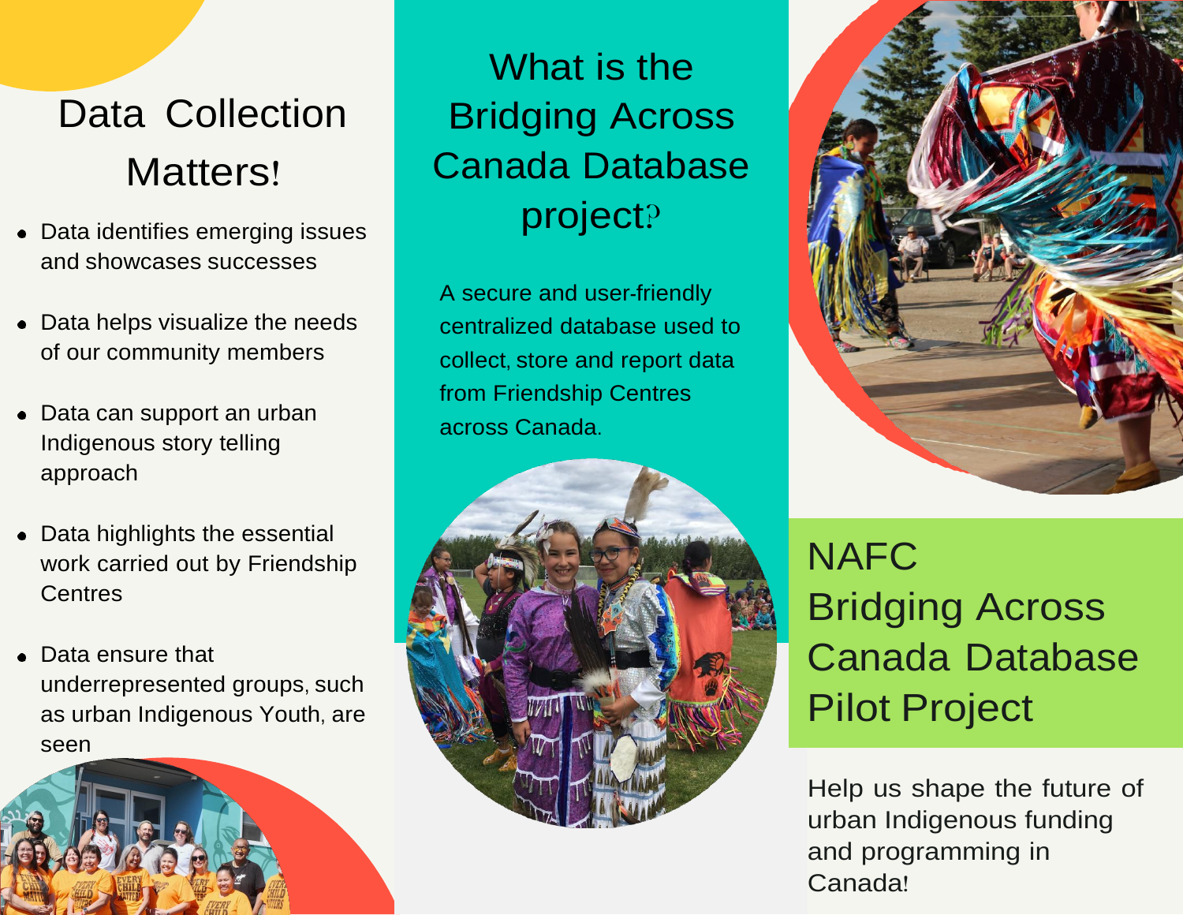# Data Collection Matters!

- Data identifies emerging issues and showcases successes
- Data helps visualize the needs of our community members
- Data can support an urban Indigenous story telling approach
- Data highlights the essential work carried out by Friendship Centres
- Data ensure that underrepresented groups, such as urban Indigenous Youth, are seen

# What is the Bridging Across Canada Database project?

A secure and user-friendly centralized database used to collect, store and report data from Friendship Centres across Canada.

# NAFC Bridging Across Canada Database Pilot Project

Help us shape the future of urban Indigenous funding and programming in Canada!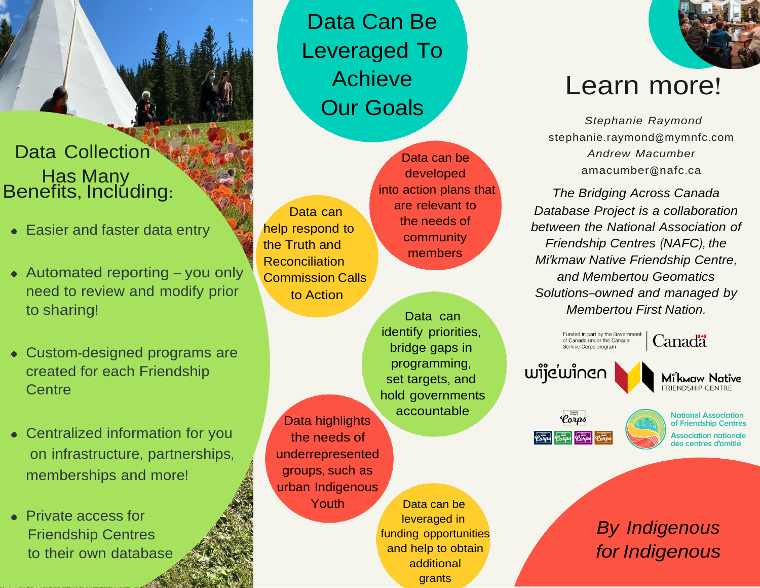## Data Collection Has Many Benefits, Including:

- Easier and faster data entry
- Automated reporting – you only need to review and modify prior to sharing!
- Custom-designed programs are created for each Friendship Centre
- Centralized information for you on infrastructure, partnerships, memberships and more!
- Private access for Friendship Centres to their own database

## Data Can Be Leveraged To Achieve Our Goals

Data can be developed into action plans that are relevant to the needs of community members

Data can help respond to the Truth and Reconciliation Commission Calls to Action

Data can identify priorities, bridge gaps in programming, set targets, and hold governments accountable

Data highlights the needs of underrepresented groups, such as urban Indigenous Youth

Data can be leveraged in funding opportunities and help to obtain additional grants

## Learn more!

*Stephanie Raymond*
stephanie.raymond@mymnfc.com
*Andrew Macumber*
amacumber@nafc.ca

*The Bridging Across Canada Database Project is a collaboration between the National Association of Friendship Centres (NAFC), the Mi'kmaw Native Friendship Centre, and Membertou Geomatics Solutions–owned and managed by Membertou First Nation.*

Funded in part by the Government of Canada under the Canada Service Corps program | Canada

wijewinen

Mi'kmaw Native Friendship Centre

Canada Service Corps

National Association of Friendship Centres
Association nationale des centres d'amitié

*By Indigenous for Indigenous*